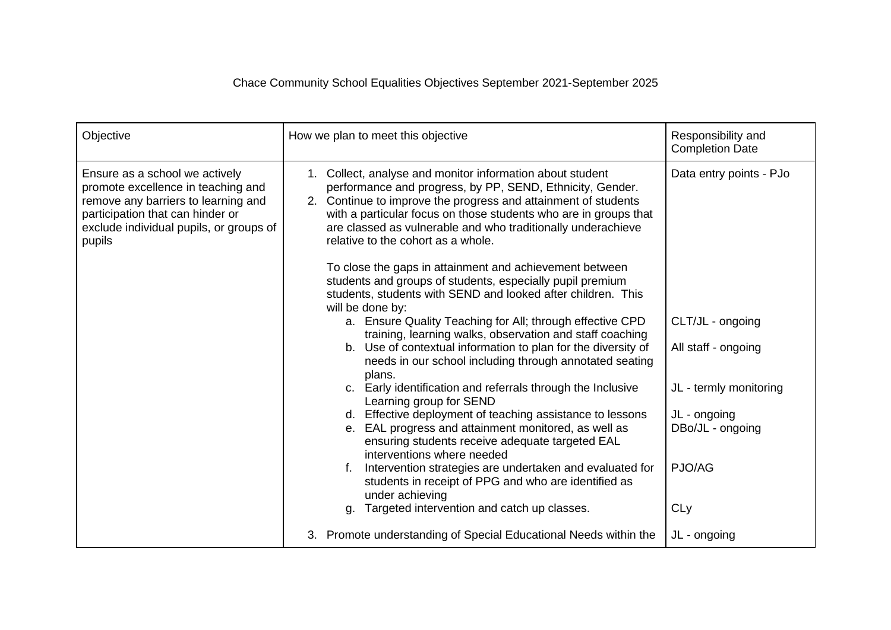Chace Community School Equalities Objectives September 2021-September 2025

| Objective | How we plan to meet this objective | Responsibility and Completion Date |
|---|---|---|
| Ensure as a school we actively promote excellence in teaching and remove any barriers to learning and participation that can hinder or exclude individual pupils, or groups of pupils | 1. Collect, analyse and monitor information about student performance and progress, by PP, SEND, Ethnicity, Gender.<br>2. Continue to improve the progress and attainment of students with a particular focus on those students who are in groups that are classed as vulnerable and who traditionally underachieve relative to the cohort as a whole.<br><br>To close the gaps in attainment and achievement between students and groups of students, especially pupil premium students, students with SEND and looked after children. This will be done by: | Data entry points - PJo |
| | a. Ensure Quality Teaching for All; through effective CPD training, learning walks, observation and staff coaching | CLT/JL - ongoing |
| | b. Use of contextual information to plan for the diversity of needs in our school including through annotated seating plans. | All staff - ongoing |
| | c. Early identification and referrals through the Inclusive Learning group for SEND | JL - termly monitoring |
| | d. Effective deployment of teaching assistance to lessons | JL - ongoing |
| | e. EAL progress and attainment monitored, as well as ensuring students receive adequate targeted EAL interventions where needed | DBo/JL - ongoing |
| | f. Intervention strategies are undertaken and evaluated for students in receipt of PPG and who are identified as under achieving | PJO/AG |
| | g. Targeted intervention and catch up classes. | CLy |
| | 3. Promote understanding of Special Educational Needs within the | JL - ongoing |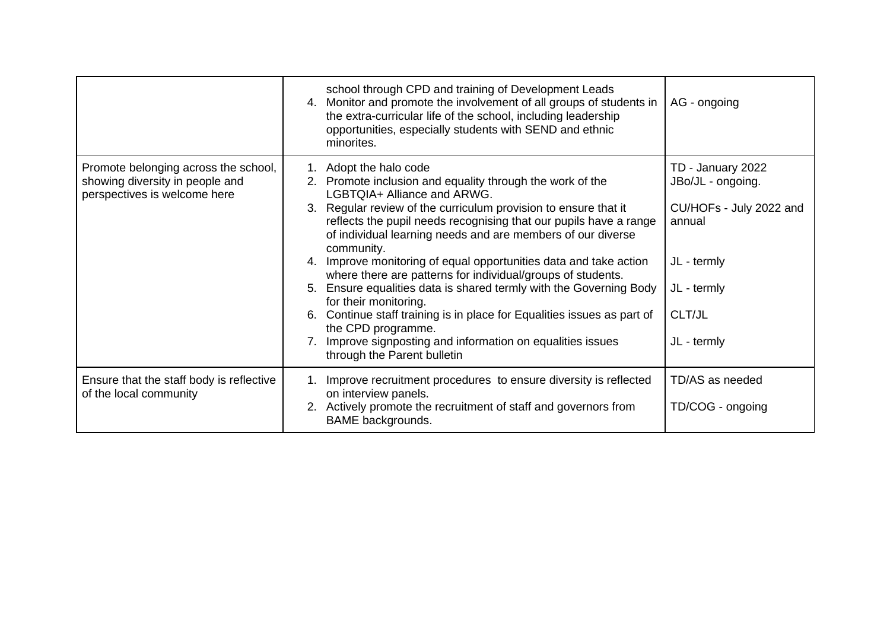| | | |
|---|---|---|
| | school through CPD and training of Development Leads<br>4. Monitor and promote the involvement of all groups of students in the extra-curricular life of the school, including leadership opportunities, especially students with SEND and ethnic minorites. | AG - ongoing |
| Promote belonging across the school, showing diversity in people and perspectives is welcome here | 1. Adopt the halo code<br>2. Promote inclusion and equality through the work of the LGBTQIA+ Alliance and ARWG.<br>3. Regular review of the curriculum provision to ensure that it reflects the pupil needs recognising that our pupils have a range of individual learning needs and are members of our diverse community.<br>4. Improve monitoring of equal opportunities data and take action where there are patterns for individual/groups of students.<br>5. Ensure equalities data is shared termly with the Governing Body for their monitoring.<br>6. Continue staff training is in place for Equalities issues as part of the CPD programme.<br>7. Improve signposting and information on equalities issues through the Parent bulletin | TD - January 2022<br>JBo/JL - ongoing.<br>CU/HOFs - July 2022 and annual<br>JL - termly<br>JL - termly<br>CLT/JL<br>JL - termly |
| Ensure that the staff body is reflective of the local community | 1. Improve recruitment procedures to ensure diversity is reflected on interview panels.<br>2. Actively promote the recruitment of staff and governors from BAME backgrounds. | TD/AS as needed<br>TD/COG - ongoing |